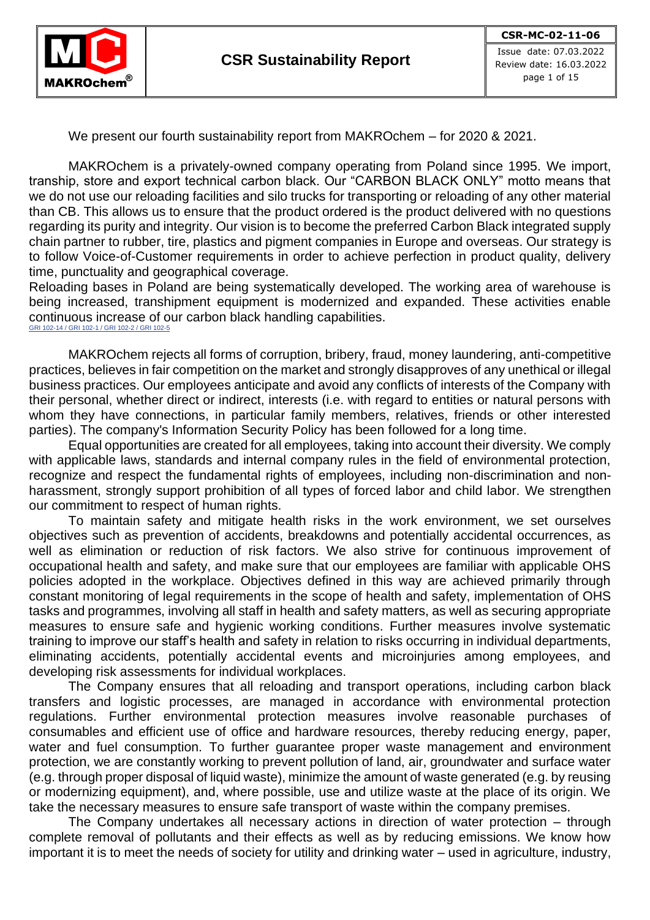We present our fourth sustainability report from MAKROchem – for 2020 & 2021.

MAKROchem is a privately-owned company operating from Poland since 1995. We import, tranship, store and export technical carbon black. Our "CARBON BLACK ONLY" motto means that we do not use our reloading facilities and silo trucks for transporting or reloading of any other material than CB. This allows us to ensure that the product ordered is the product delivered with no questions regarding its purity and integrity. Our vision is to become the preferred Carbon Black integrated supply chain partner to rubber, tire, plastics and pigment companies in Europe and overseas. Our strategy is to follow Voice-of-Customer requirements in order to achieve perfection in product quality, delivery time, punctuality and geographical coverage.
Reloading bases in Poland are being systematically developed. The working area of warehouse is being increased, transhipment equipment is modernized and expanded. These activities enable continuous increase of our carbon black handling capabilities.
GRI 102-14 / GRI 102-1 / GRI 102-2 / GRI 102-5

MAKROchem rejects all forms of corruption, bribery, fraud, money laundering, anti-competitive practices, believes in fair competition on the market and strongly disapproves of any unethical or illegal business practices. Our employees anticipate and avoid any conflicts of interests of the Company with their personal, whether direct or indirect, interests (i.e. with regard to entities or natural persons with whom they have connections, in particular family members, relatives, friends or other interested parties). The company's Information Security Policy has been followed for a long time.

Equal opportunities are created for all employees, taking into account their diversity. We comply with applicable laws, standards and internal company rules in the field of environmental protection, recognize and respect the fundamental rights of employees, including non-discrimination and non-harassment, strongly support prohibition of all types of forced labor and child labor. We strengthen our commitment to respect of human rights.

To maintain safety and mitigate health risks in the work environment, we set ourselves objectives such as prevention of accidents, breakdowns and potentially accidental occurrences, as well as elimination or reduction of risk factors. We also strive for continuous improvement of occupational health and safety, and make sure that our employees are familiar with applicable OHS policies adopted in the workplace. Objectives defined in this way are achieved primarily through constant monitoring of legal requirements in the scope of health and safety, implementation of OHS tasks and programmes, involving all staff in health and safety matters, as well as securing appropriate measures to ensure safe and hygienic working conditions. Further measures involve systematic training to improve our staff's health and safety in relation to risks occurring in individual departments, eliminating accidents, potentially accidental events and microinjuries among employees, and developing risk assessments for individual workplaces.

The Company ensures that all reloading and transport operations, including carbon black transfers and logistic processes, are managed in accordance with environmental protection regulations. Further environmental protection measures involve reasonable purchases of consumables and efficient use of office and hardware resources, thereby reducing energy, paper, water and fuel consumption. To further guarantee proper waste management and environment protection, we are constantly working to prevent pollution of land, air, groundwater and surface water (e.g. through proper disposal of liquid waste), minimize the amount of waste generated (e.g. by reusing or modernizing equipment), and, where possible, use and utilize waste at the place of its origin. We take the necessary measures to ensure safe transport of waste within the company premises.

The Company undertakes all necessary actions in direction of water protection – through complete removal of pollutants and their effects as well as by reducing emissions. We know how important it is to meet the needs of society for utility and drinking water – used in agriculture, industry,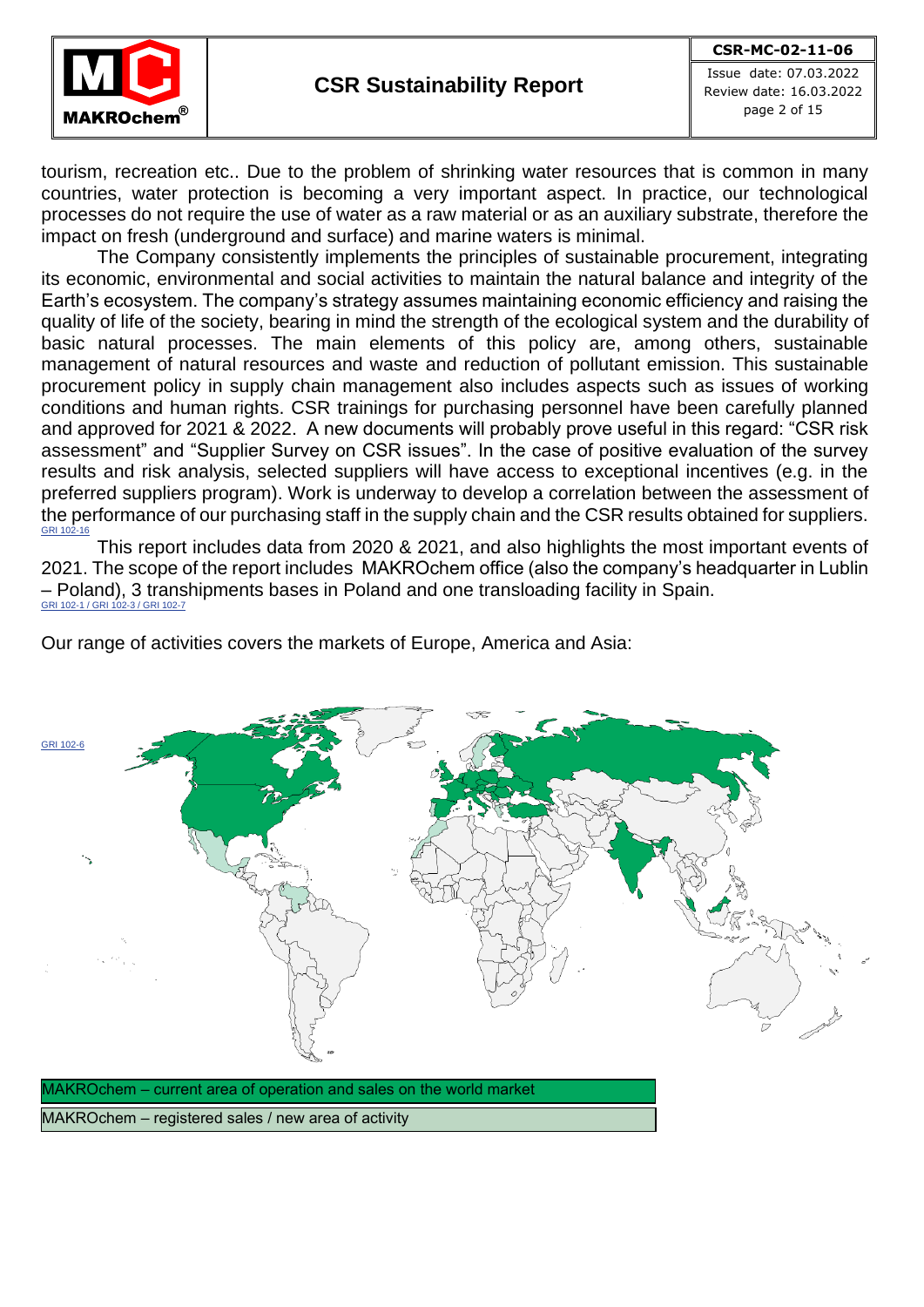tourism, recreation etc.. Due to the problem of shrinking water resources that is common in many countries, water protection is becoming a very important aspect. In practice, our technological processes do not require the use of water as a raw material or as an auxiliary substrate, therefore the impact on fresh (underground and surface) and marine waters is minimal.

The Company consistently implements the principles of sustainable procurement, integrating its economic, environmental and social activities to maintain the natural balance and integrity of the Earth's ecosystem. The company's strategy assumes maintaining economic efficiency and raising the quality of life of the society, bearing in mind the strength of the ecological system and the durability of basic natural processes. The main elements of this policy are, among others, sustainable management of natural resources and waste and reduction of pollutant emission. This sustainable procurement policy in supply chain management also includes aspects such as issues of working conditions and human rights. CSR trainings for purchasing personnel have been carefully planned and approved for 2021 & 2022. A new documents will probably prove useful in this regard: "CSR risk assessment" and "Supplier Survey on CSR issues". In the case of positive evaluation of the survey results and risk analysis, selected suppliers will have access to exceptional incentives (e.g. in the preferred suppliers program). Work is underway to develop a correlation between the assessment of the performance of our purchasing staff in the supply chain and the CSR results obtained for suppliers.
GRI 102-16

This report includes data from 2020 & 2021, and also highlights the most important events of 2021. The scope of the report includes MAKROchem office (also the company's headquarter in Lublin – Poland), 3 transhipments bases in Poland and one transloading facility in Spain.
GRI 102-1 / GRI 102-3 / GRI 102-7

Our range of activities covers the markets of Europe, America and Asia:

GRI 102-6

MAKROchem – current area of operation and sales on the world market

MAKROchem – registered sales / new area of activity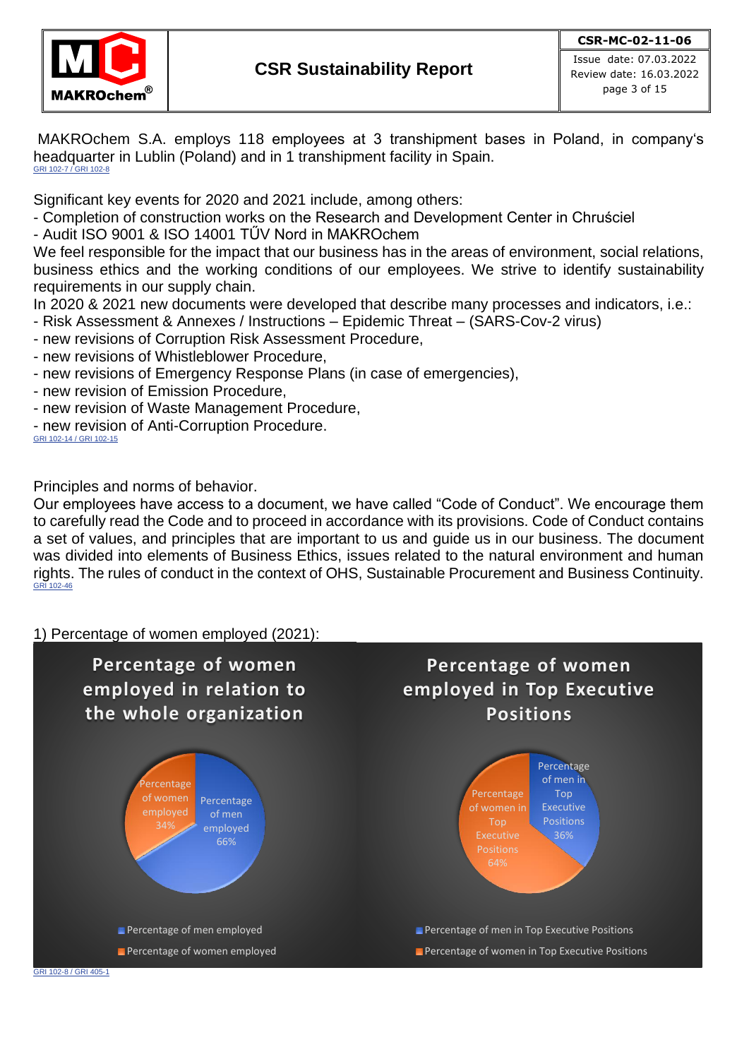MAKROchem S.A. employs 118 employees at 3 transhipment bases in Poland, in company's headquarter in Lublin (Poland) and in 1 transhipment facility in Spain.
GRI 102-7 / GRI 102-8

Significant key events for 2020 and 2021 include, among others:
- Completion of construction works on the Research and Development Center in Chruściel
- Audit ISO 9001 & ISO 14001 TŰV Nord in MAKROchem

We feel responsible for the impact that our business has in the areas of environment, social relations, business ethics and the working conditions of our employees. We strive to identify sustainability requirements in our supply chain.

In 2020 & 2021 new documents were developed that describe many processes and indicators, i.e.:
- Risk Assessment & Annexes / Instructions – Epidemic Threat – (SARS-Cov-2 virus)
- new revisions of Corruption Risk Assessment Procedure,
- new revisions of Whistleblower Procedure,
- new revisions of Emergency Response Plans (in case of emergencies),
- new revision of Emission Procedure,
- new revision of Waste Management Procedure,
- new revision of Anti-Corruption Procedure.

GRI 102-14 / GRI 102-15

Principles and norms of behavior.

Our employees have access to a document, we have called "Code of Conduct". We encourage them to carefully read the Code and to proceed in accordance with its provisions. Code of Conduct contains a set of values, and principles that are important to us and guide us in our business. The document was divided into elements of Business Ethics, issues related to the natural environment and human rights. The rules of conduct in the context of OHS, Sustainable Procurement and Business Continuity.
GRI 102-46

1) Percentage of women employed (2021):

**Percentage of women employed in relation to the whole organization**

- Percentage of men employed: 66%
- Percentage of women employed: 34%

**Percentage of women employed in Top Executive Positions**

- Percentage of men in Top Executive Positions: 36%
- Percentage of women in Top Executive Positions: 64%

GRI 102-8 / GRI 405-1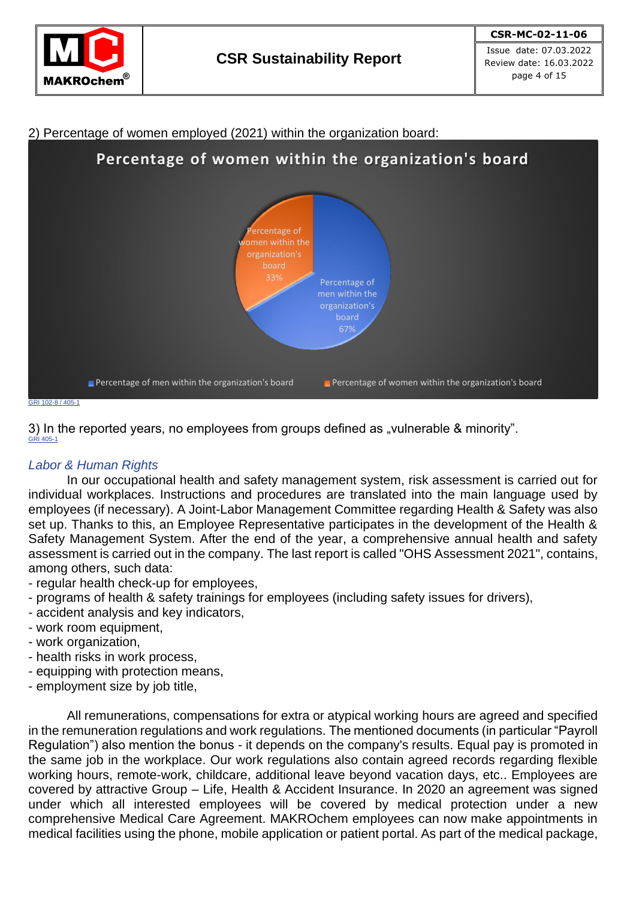2) Percentage of women employed (2021) within the organization board:

**Percentage of women within the organization's board**

Percentage of women within the organization's board 33%

Percentage of men within the organization's board 67%

Percentage of men within the organization's board | Percentage of women within the organization's board

GRI 102-8 / 405-1

3) In the reported years, no employees from groups defined as „vulnerable & minority".
GRI 405-1

*Labor & Human Rights*

In our occupational health and safety management system, risk assessment is carried out for individual workplaces. Instructions and procedures are translated into the main language used by employees (if necessary). A Joint-Labor Management Committee regarding Health & Safety was also set up. Thanks to this, an Employee Representative participates in the development of the Health & Safety Management System. After the end of the year, a comprehensive annual health and safety assessment is carried out in the company. The last report is called "OHS Assessment 2021", contains, among others, such data:

- regular health check-up for employees,
- programs of health & safety trainings for employees (including safety issues for drivers),
- accident analysis and key indicators,
- work room equipment,
- work organization,
- health risks in work process,
- equipping with protection means,
- employment size by job title,

All remunerations, compensations for extra or atypical working hours are agreed and specified in the remuneration regulations and work regulations. The mentioned documents (in particular "Payroll Regulation") also mention the bonus - it depends on the company's results. Equal pay is promoted in the same job in the workplace. Our work regulations also contain agreed records regarding flexible working hours, remote-work, childcare, additional leave beyond vacation days, etc.. Employees are covered by attractive Group – Life, Health & Accident Insurance. In 2020 an agreement was signed under which all interested employees will be covered by medical protection under a new comprehensive Medical Care Agreement. MAKROchem employees can now make appointments in medical facilities using the phone, mobile application or patient portal. As part of the medical package,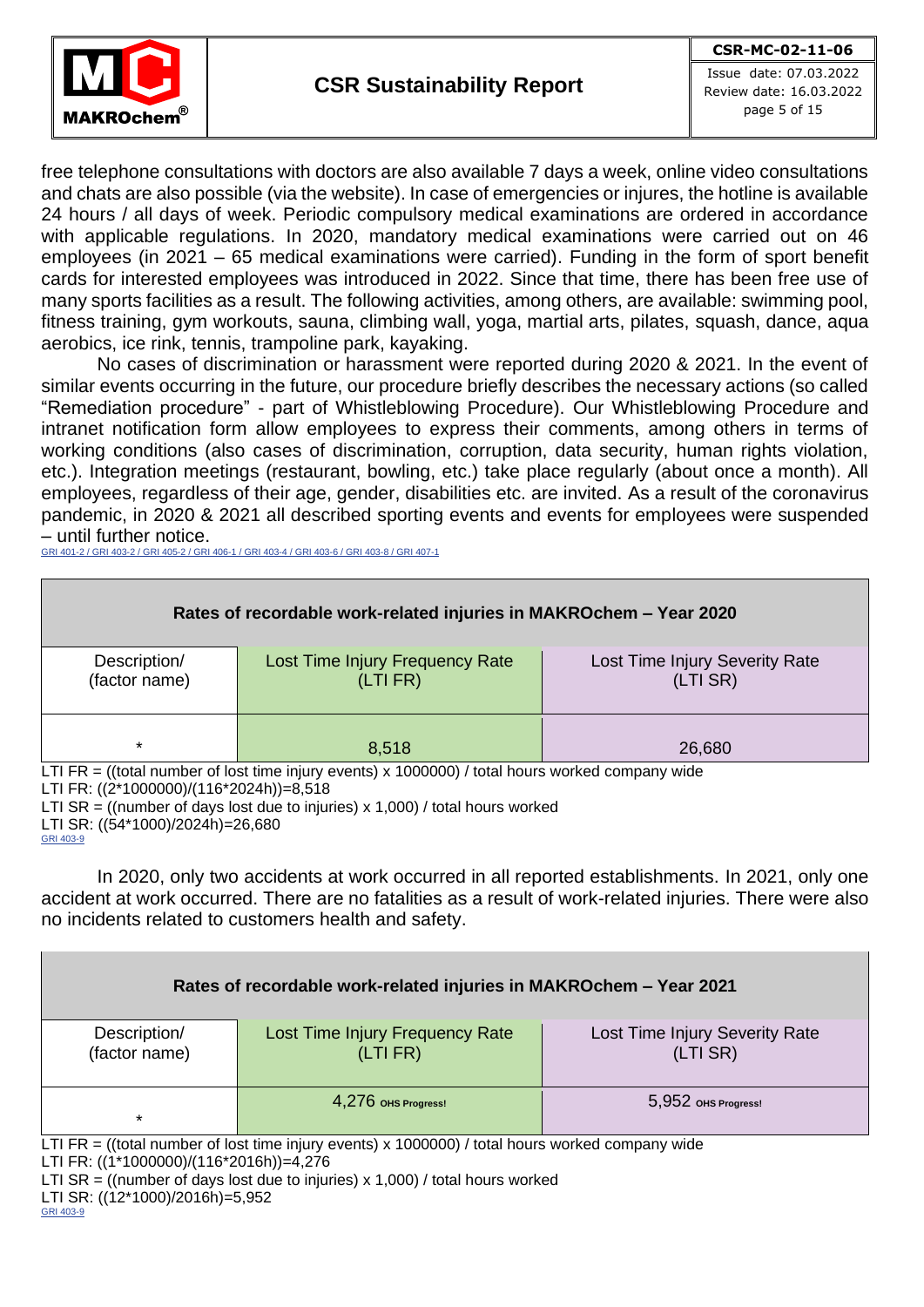free telephone consultations with doctors are also available 7 days a week, online video consultations and chats are also possible (via the website). In case of emergencies or injures, the hotline is available 24 hours / all days of week. Periodic compulsory medical examinations are ordered in accordance with applicable regulations. In 2020, mandatory medical examinations were carried out on 46 employees (in 2021 – 65 medical examinations were carried). Funding in the form of sport benefit cards for interested employees was introduced in 2022. Since that time, there has been free use of many sports facilities as a result. The following activities, among others, are available: swimming pool, fitness training, gym workouts, sauna, climbing wall, yoga, martial arts, pilates, squash, dance, aqua aerobics, ice rink, tennis, trampoline park, kayaking.

No cases of discrimination or harassment were reported during 2020 & 2021. In the event of similar events occurring in the future, our procedure briefly describes the necessary actions (so called "Remediation procedure" - part of Whistleblowing Procedure). Our Whistleblowing Procedure and intranet notification form allow employees to express their comments, among others in terms of working conditions (also cases of discrimination, corruption, data security, human rights violation, etc.). Integration meetings (restaurant, bowling, etc.) take place regularly (about once a month). All employees, regardless of their age, gender, disabilities etc. are invited. As a result of the coronavirus pandemic, in 2020 & 2021 all described sporting events and events for employees were suspended – until further notice.

GRI 401-2 / GRI 403-2 / GRI 405-2 / GRI 406-1 / GRI 403-4 / GRI 403-6 / GRI 403-8 / GRI 407-1

| Rates of recordable work-related injuries in MAKROchem – Year 2020 | | |
|---|---|---|
| Description/ (factor name) | Lost Time Injury Frequency Rate (LTI FR) | Lost Time Injury Severity Rate (LTI SR) |
| * | 8,518 | 26,680 |

LTI FR = ((total number of lost time injury events) x 1000000) / total hours worked company wide
LTI FR: ((2*1000000)/(116*2024h))=8,518
LTI SR = ((number of days lost due to injuries) x 1,000) / total hours worked
LTI SR: ((54*1000)/2024h)=26,680
GRI 403-9

In 2020, only two accidents at work occurred in all reported establishments. In 2021, only one accident at work occurred. There are no fatalities as a result of work-related injuries. There were also no incidents related to customers health and safety.

| Rates of recordable work-related injuries in MAKROchem – Year 2021 | | |
|---|---|---|
| Description/ (factor name) | Lost Time Injury Frequency Rate (LTI FR) | Lost Time Injury Severity Rate (LTI SR) |
| * | 4,276 **OHS Progress!** | 5,952 **OHS Progress!** |

LTI FR = ((total number of lost time injury events) x 1000000) / total hours worked company wide
LTI FR: ((1*1000000)/(116*2016h))=4,276
LTI SR = ((number of days lost due to injuries) x 1,000) / total hours worked
LTI SR: ((12*1000)/2016h)=5,952
GRI 403-9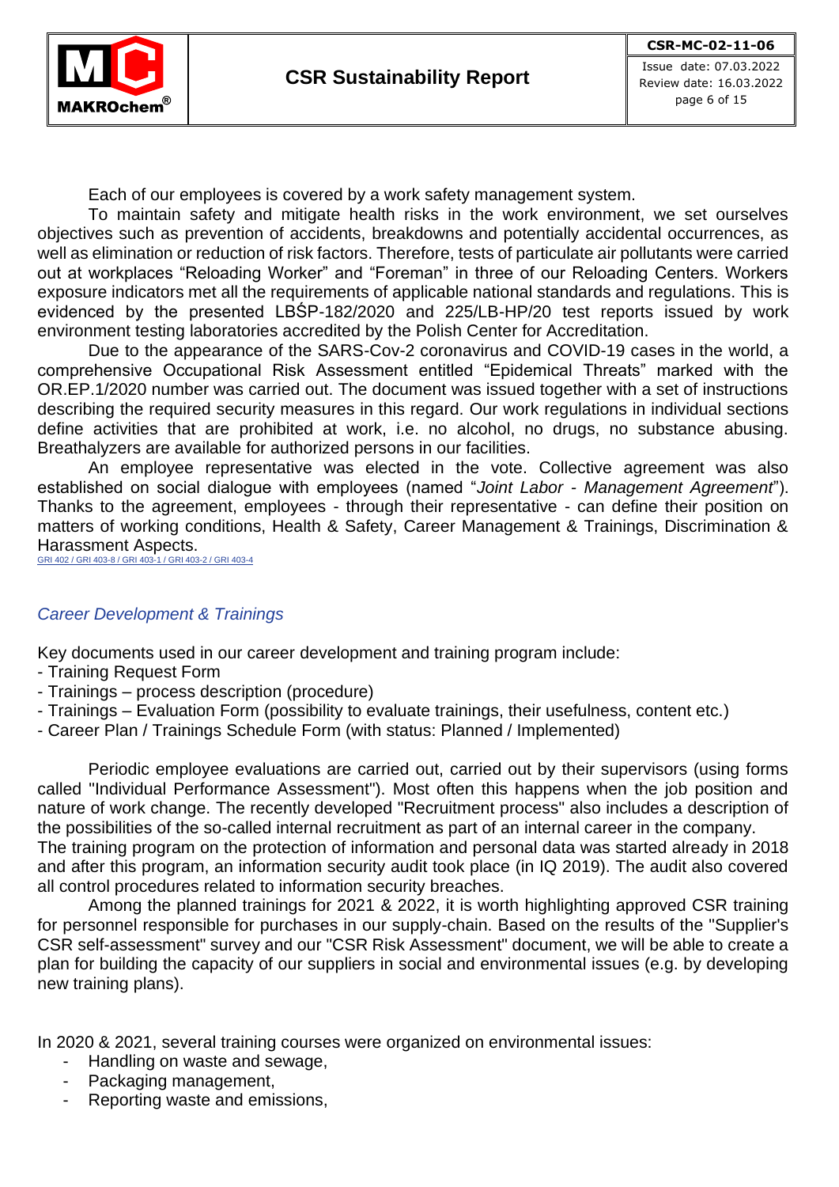Each of our employees is covered by a work safety management system.

To maintain safety and mitigate health risks in the work environment, we set ourselves objectives such as prevention of accidents, breakdowns and potentially accidental occurrences, as well as elimination or reduction of risk factors. Therefore, tests of particulate air pollutants were carried out at workplaces "Reloading Worker" and "Foreman" in three of our Reloading Centers. Workers exposure indicators met all the requirements of applicable national standards and regulations. This is evidenced by the presented LBŚP-182/2020 and 225/LB-HP/20 test reports issued by work environment testing laboratories accredited by the Polish Center for Accreditation.

Due to the appearance of the SARS-Cov-2 coronavirus and COVID-19 cases in the world, a comprehensive Occupational Risk Assessment entitled "Epidemical Threats" marked with the OR.EP.1/2020 number was carried out. The document was issued together with a set of instructions describing the required security measures in this regard. Our work regulations in individual sections define activities that are prohibited at work, i.e. no alcohol, no drugs, no substance abusing. Breathalyzers are available for authorized persons in our facilities.

An employee representative was elected in the vote. Collective agreement was also established on social dialogue with employees (named "*Joint Labor - Management Agreement*"). Thanks to the agreement, employees - through their representative - can define their position on matters of working conditions, Health & Safety, Career Management & Trainings, Discrimination & Harassment Aspects.

GRI 402 / GRI 403-8 / GRI 403-1 / GRI 403-2 / GRI 403-4

## *Career Development & Trainings*

Key documents used in our career development and training program include:
- Training Request Form
- Trainings – process description (procedure)
- Trainings – Evaluation Form (possibility to evaluate trainings, their usefulness, content etc.)
- Career Plan / Trainings Schedule Form (with status: Planned / Implemented)

Periodic employee evaluations are carried out, carried out by their supervisors (using forms called "Individual Performance Assessment"). Most often this happens when the job position and nature of work change. The recently developed "Recruitment process" also includes a description of the possibilities of the so-called internal recruitment as part of an internal career in the company.
The training program on the protection of information and personal data was started already in 2018 and after this program, an information security audit took place (in IQ 2019). The audit also covered all control procedures related to information security breaches.

Among the planned trainings for 2021 & 2022, it is worth highlighting approved CSR training for personnel responsible for purchases in our supply-chain. Based on the results of the "Supplier's CSR self-assessment" survey and our "CSR Risk Assessment" document, we will be able to create a plan for building the capacity of our suppliers in social and environmental issues (e.g. by developing new training plans).

In 2020 & 2021, several training courses were organized on environmental issues:
- Handling on waste and sewage,
- Packaging management,
- Reporting waste and emissions,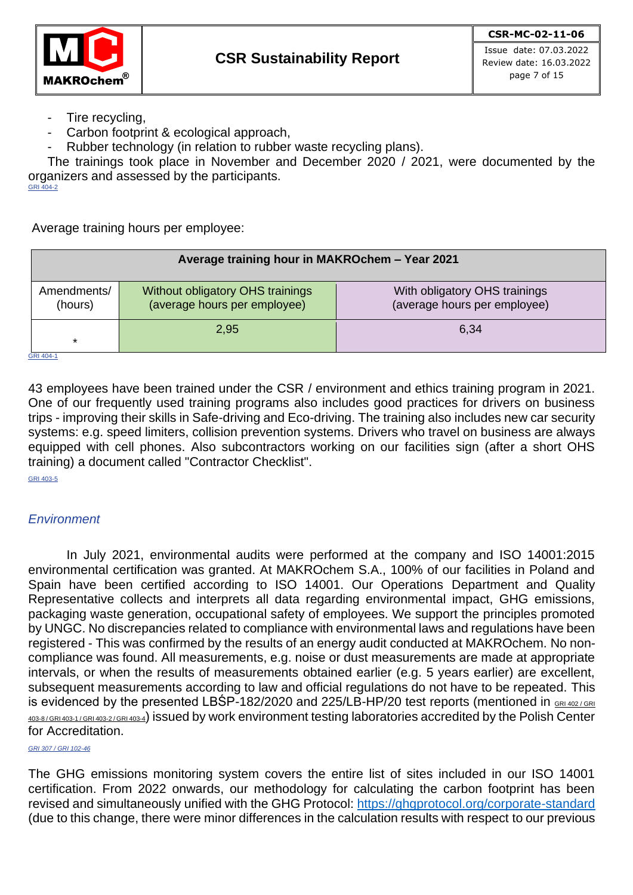- Tire recycling,
- Carbon footprint & ecological approach,
- Rubber technology (in relation to rubber waste recycling plans).

The trainings took place in November and December 2020 / 2021, were documented by the organizers and assessed by the participants.
GRI 404-2

Average training hours per employee:

| Average training hour in MAKROchem – Year 2021 | | |
|---|---|---|
| Amendments/ (hours) | Without obligatory OHS trainings (average hours per employee) | With obligatory OHS trainings (average hours per employee) |
| * | 2,95 | 6,34 |

GRI 404-1

43 employees have been trained under the CSR / environment and ethics training program in 2021. One of our frequently used training programs also includes good practices for drivers on business trips - improving their skills in Safe-driving and Eco-driving. The training also includes new car security systems: e.g. speed limiters, collision prevention systems. Drivers who travel on business are always equipped with cell phones. Also subcontractors working on our facilities sign (after a short OHS training) a document called "Contractor Checklist".
GRI 403-5

## *Environment*

In July 2021, environmental audits were performed at the company and ISO 14001:2015 environmental certification was granted. At MAKROchem S.A., 100% of our facilities in Poland and Spain have been certified according to ISO 14001. Our Operations Department and Quality Representative collects and interprets all data regarding environmental impact, GHG emissions, packaging waste generation, occupational safety of employees. We support the principles promoted by UNGC. No discrepancies related to compliance with environmental laws and regulations have been registered - This was confirmed by the results of an energy audit conducted at MAKROchem. No non-compliance was found. All measurements, e.g. noise or dust measurements are made at appropriate intervals, or when the results of measurements obtained earlier (e.g. 5 years earlier) are excellent, subsequent measurements according to law and official regulations do not have to be repeated. This is evidenced by the presented LBŚP-182/2020 and 225/LB-HP/20 test reports (mentioned in GRI 402 / GRI 403-8 / GRI 403-1 / GRI 403-2 / GRI 403-4) issued by work environment testing laboratories accredited by the Polish Center for Accreditation.
*GRI 307 / GRI 102-46*

The GHG emissions monitoring system covers the entire list of sites included in our ISO 14001 certification. From 2022 onwards, our methodology for calculating the carbon footprint has been revised and simultaneously unified with the GHG Protocol: https://ghgprotocol.org/corporate-standard (due to this change, there were minor differences in the calculation results with respect to our previous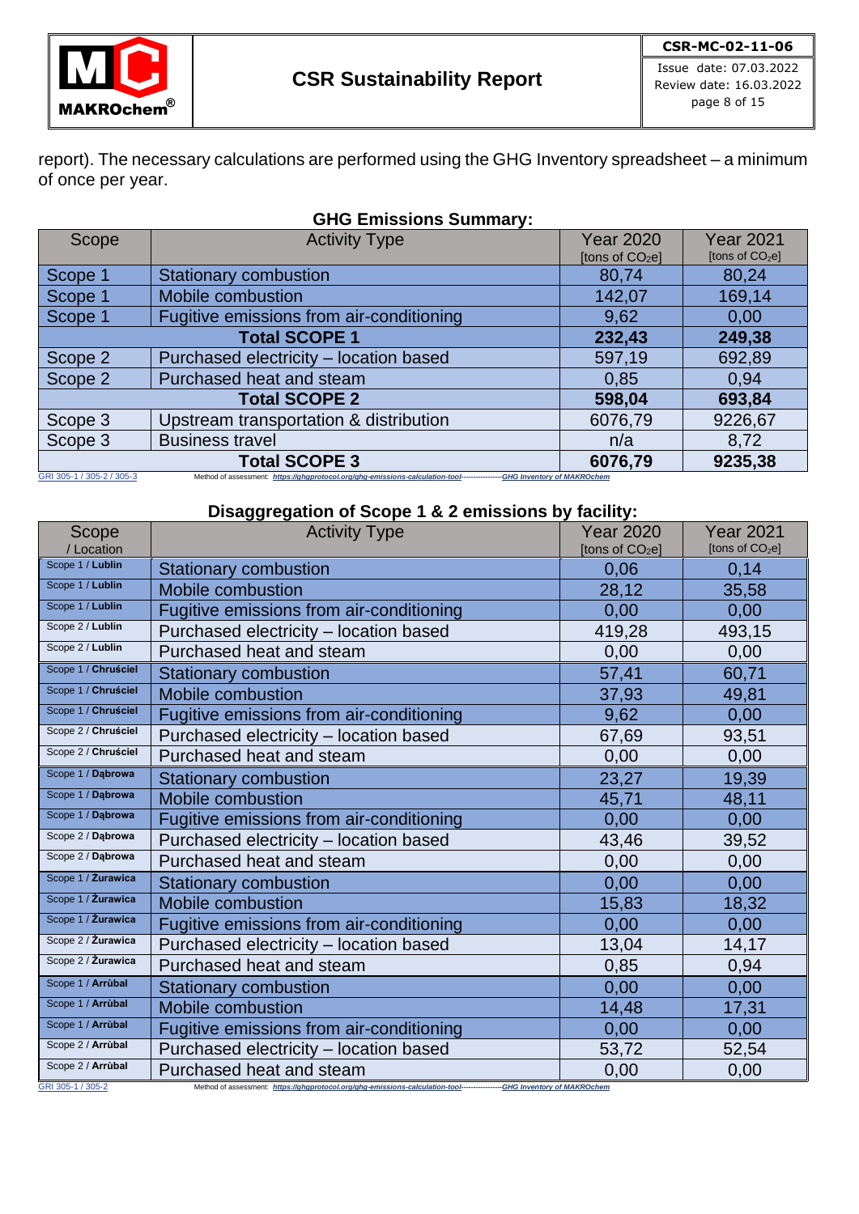report). The necessary calculations are performed using the GHG Inventory spreadsheet – a minimum of once per year.

### GHG Emissions Summary:

| Scope | Activity Type | Year 2020 [tons of $CO_2e$] | Year 2021 [tons of $CO_2e$] |
|---|---|---|---|
| Scope 1 | Stationary combustion | 80,74 | 80,24 |
| Scope 1 | Mobile combustion | 142,07 | 169,14 |
| Scope 1 | Fugitive emissions from air-conditioning | 9,62 | 0,00 |
| **Total SCOPE 1** | | **232,43** | **249,38** |
| Scope 2 | Purchased electricity – location based | 597,19 | 692,89 |
| Scope 2 | Purchased heat and steam | 0,85 | 0,94 |
| **Total SCOPE 2** | | **598,04** | **693,84** |
| Scope 3 | Upstream transportation & distribution | 6076,79 | 9226,67 |
| Scope 3 | Business travel | n/a | 8,72 |
| **Total SCOPE 3** | | **6076,79** | **9235,38** |

GRI 305-1 / 305-2 / 305-3 Method of assessment: *https://ghgprotocol.org/ghg-emissions-calculation-tool*----------------*GHG Inventory of MAKROchem*

### Disaggregation of Scope 1 & 2 emissions by facility:

| Scope / Location | Activity Type | Year 2020 [tons of $CO_2e$] | Year 2021 [tons of $CO_2e$] |
|---|---|---|---|
| Scope 1 / **Lublin** | Stationary combustion | 0,06 | 0,14 |
| Scope 1 / **Lublin** | Mobile combustion | 28,12 | 35,58 |
| Scope 1 / **Lublin** | Fugitive emissions from air-conditioning | 0,00 | 0,00 |
| Scope 2 / **Lublin** | Purchased electricity – location based | 419,28 | 493,15 |
| Scope 2 / **Lublin** | Purchased heat and steam | 0,00 | 0,00 |
| Scope 1 / **Chruściel** | Stationary combustion | 57,41 | 60,71 |
| Scope 1 / **Chruściel** | Mobile combustion | 37,93 | 49,81 |
| Scope 1 / **Chruściel** | Fugitive emissions from air-conditioning | 9,62 | 0,00 |
| Scope 2 / **Chruściel** | Purchased electricity – location based | 67,69 | 93,51 |
| Scope 2 / **Chruściel** | Purchased heat and steam | 0,00 | 0,00 |
| Scope 1 / **Dąbrowa** | Stationary combustion | 23,27 | 19,39 |
| Scope 1 / **Dąbrowa** | Mobile combustion | 45,71 | 48,11 |
| Scope 1 / **Dąbrowa** | Fugitive emissions from air-conditioning | 0,00 | 0,00 |
| Scope 2 / **Dąbrowa** | Purchased electricity – location based | 43,46 | 39,52 |
| Scope 2 / **Dąbrowa** | Purchased heat and steam | 0,00 | 0,00 |
| Scope 1 / **Żurawica** | Stationary combustion | 0,00 | 0,00 |
| Scope 1 / **Żurawica** | Mobile combustion | 15,83 | 18,32 |
| Scope 1 / **Żurawica** | Fugitive emissions from air-conditioning | 0,00 | 0,00 |
| Scope 2 / **Żurawica** | Purchased electricity – location based | 13,04 | 14,17 |
| Scope 2 / **Żurawica** | Purchased heat and steam | 0,85 | 0,94 |
| Scope 1 / **Arrùbal** | Stationary combustion | 0,00 | 0,00 |
| Scope 1 / **Arrùbal** | Mobile combustion | 14,48 | 17,31 |
| Scope 1 / **Arrùbal** | Fugitive emissions from air-conditioning | 0,00 | 0,00 |
| Scope 2 / **Arrùbal** | Purchased electricity – location based | 53,72 | 52,54 |
| Scope 2 / **Arrùbal** | Purchased heat and steam | 0,00 | 0,00 |

GRI 305-1 / 305-2 Method of assessment: *https://ghgprotocol.org/ghg-emissions-calculation-tool*----------------*GHG Inventory of MAKROchem*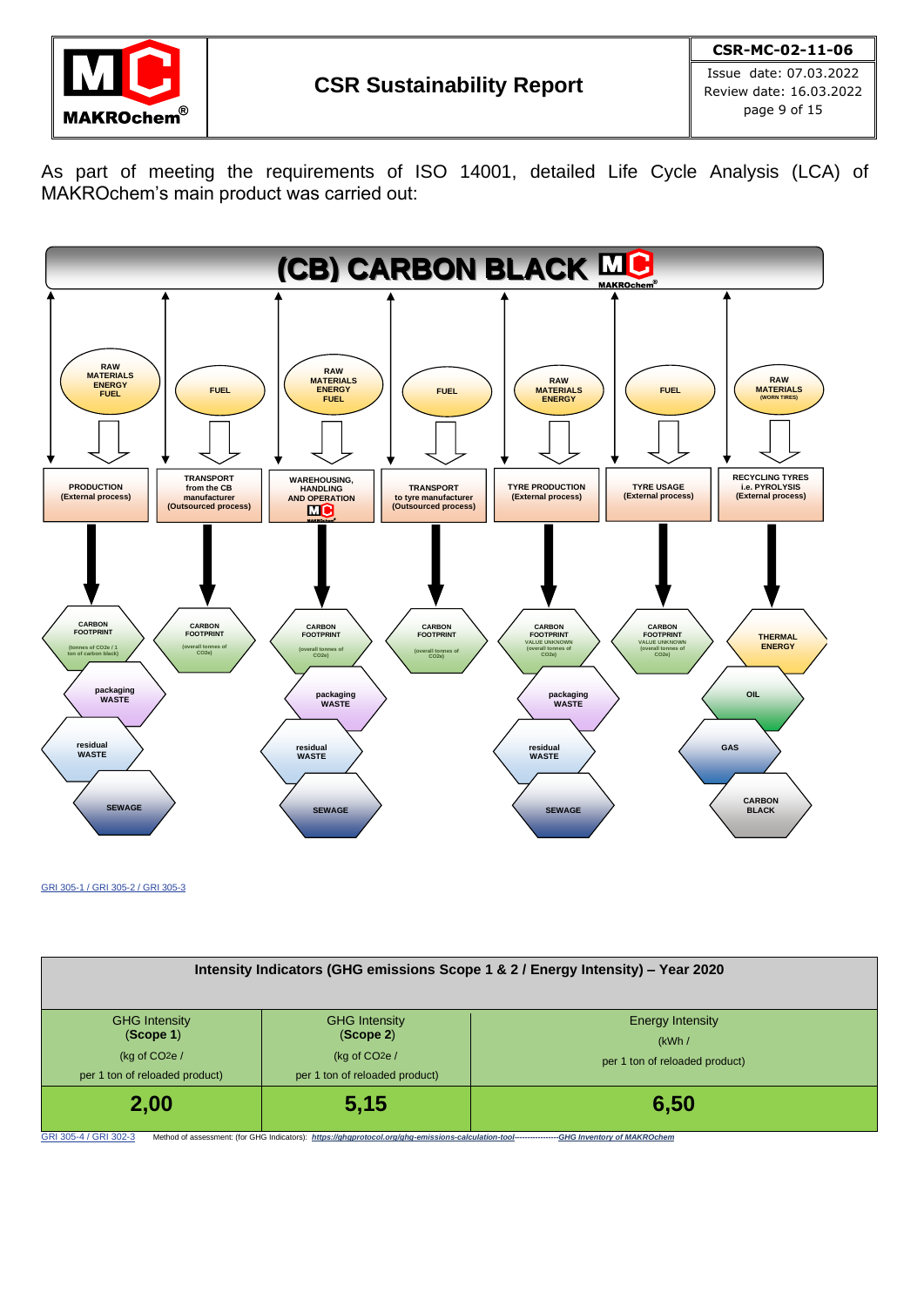As part of meeting the requirements of ISO 14001, detailed Life Cycle Analysis (LCA) of MAKROchem's main product was carried out:

# (CB) CARBON BLACK

| Inputs | Process | Outputs |
|---|---|---|
| RAW MATERIALS, ENERGY, FUEL | PRODUCTION (External process) | CARBON FOOTPRINT (tonnes of $CO_2e$ / 1 ton of carbon black); packaging WASTE; residual WASTE; SEWAGE |
| FUEL | TRANSPORT from the CB manufacturer (Outsourced process) | CARBON FOOTPRINT (overall tonnes of $CO_2e$) |
| RAW MATERIALS, ENERGY, FUEL | WAREHOUSING, HANDLING AND OPERATION (MAKROchem) | CARBON FOOTPRINT (overall tonnes of $CO_2e$); packaging WASTE; residual WASTE; SEWAGE |
| FUEL | TRANSPORT to tyre manufacturer (Outsourced process) | CARBON FOOTPRINT (overall tonnes of $CO_2e$) |
| RAW MATERIALS, ENERGY | TYRE PRODUCTION (External process) | CARBON FOOTPRINT VALUE UNKNOWN (overall tonnes of $CO_2e$); packaging WASTE; residual WASTE; SEWAGE |
| FUEL | TYRE USAGE (External process) | CARBON FOOTPRINT VALUE UNKNOWN (overall tonnes of $CO_2e$) |
| RAW MATERIALS (WORN TIRES) | RECYCLING TYRES i.e. PYROLYSIS (External process) | THERMAL ENERGY; OIL; GAS; CARBON BLACK |

GRI 305-1 / GRI 305-2 / GRI 305-3

| Intensity Indicators (GHG emissions Scope 1 & 2 / Energy Intensity) – Year 2020 | | |
|---|---|---|
| GHG Intensity (**Scope 1**) (kg of $CO_2e$ / per 1 ton of reloaded product) | GHG Intensity (**Scope 2**) (kg of $CO_2e$ / per 1 ton of reloaded product) | Energy Intensity (kWh / per 1 ton of reloaded product) |
| **2,00** | **5,15** | **6,50** |

GRI 305-4 / GRI 302-3 Method of assessment: (for GHG Indicators): *https://ghgprotocol.org/ghg-emissions-calculation-tool*----------------*GHG Inventory of MAKROchem*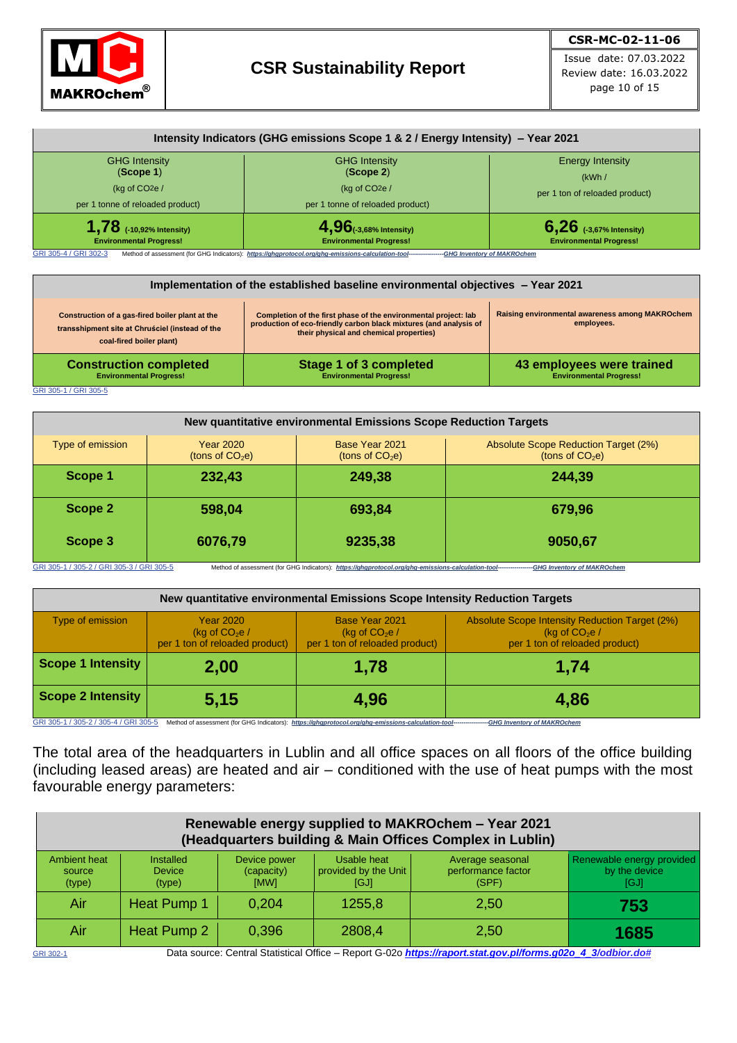| Intensity Indicators (GHG emissions Scope 1 & 2 / Energy Intensity) – Year 2021 | | |
|---|---|---|
| GHG Intensity (**Scope 1**) (kg of CO2e / per 1 tonne of reloaded product) | GHG Intensity (**Scope 2**) (kg of CO2e / per 1 tonne of reloaded product) | Energy Intensity (kWh / per 1 ton of reloaded product) |
| **1,78 (-10,92% Intensity)** **Environmental Progress!** | **4,96 (-3,68% Intensity)** **Environmental Progress!** | **6,26 (-3,67% Intensity)** **Environmental Progress!** |

GRI 305-4 / GRI 302-3 Method of assessment (for GHG Indicators): ***https://ghgprotocol.org/ghg-emissions-calculation-tool*** ----------------***GHG Inventory of MAKROchem***

| Implementation of the established baseline environmental objectives – Year 2021 | | |
|---|---|---|
| **Construction of a gas-fired boiler plant at the transshipment site at Chruściel (instead of the coal-fired boiler plant)** | **Completion of the first phase of the environmental project: lab production of eco-friendly carbon black mixtures (and analysis of their physical and chemical properties)** | **Raising environmental awareness among MAKROchem employees.** |
| **Construction completed** **Environmental Progress!** | **Stage 1 of 3 completed** **Environmental Progress!** | **43 employees were trained** **Environmental Progress!** |

GRI 305-1 / GRI 305-5

| New quantitative environmental Emissions Scope Reduction Targets | | | |
|---|---|---|---|
| Type of emission | Year 2020 (tons of $CO_2$e) | Base Year 2021 (tons of $CO_2$e) | Absolute Scope Reduction Target (2%) (tons of $CO_2$e) |
| **Scope 1** | **232,43** | **249,38** | **244,39** |
| **Scope 2** | **598,04** | **693,84** | **679,96** |
| **Scope 3** | **6076,79** | **9235,38** | **9050,67** |

GRI 305-1 / 305-2 / GRI 305-3 / GRI 305-5 Method of assessment (for GHG Indicators): ***https://ghgprotocol.org/ghg-emissions-calculation-tool*** ----------------***GHG Inventory of MAKROchem***

| New quantitative environmental Emissions Scope Intensity Reduction Targets | | | |
|---|---|---|---|
| Type of emission | Year 2020 (kg of $CO_2$e / per 1 ton of reloaded product) | Base Year 2021 (kg of $CO_2$e / per 1 ton of reloaded product) | Absolute Scope Intensity Reduction Target (2%) (kg of $CO_2$e / per 1 ton of reloaded product) |
| **Scope 1 Intensity** | **2,00** | **1,78** | **1,74** |
| **Scope 2 Intensity** | **5,15** | **4,96** | **4,86** |

GRI 305-1 / 305-2 / 305-4 / GRI 305-5 Method of assessment (for GHG Indicators): ***https://ghgprotocol.org/ghg-emissions-calculation-tool*** ----------------***GHG Inventory of MAKROchem***

The total area of the headquarters in Lublin and all office spaces on all floors of the office building (including leased areas) are heated and air – conditioned with the use of heat pumps with the most favourable energy parameters:

| Renewable energy supplied to MAKROchem – Year 2021 (Headquarters building & Main Offices Complex in Lublin) | | | | | |
|---|---|---|---|---|---|
| Ambient heat source (type) | Installed Device (type) | Device power (capacity) [MW] | Usable heat provided by the Unit [GJ] | Average seasonal performance factor (SPF) | Renewable energy provided by the device [GJ] |
| Air | Heat Pump 1 | 0,204 | 1255,8 | 2,50 | **753** |
| Air | Heat Pump 2 | 0,396 | 2808,4 | 2,50 | **1685** |

GRI 302-1 Data source: Central Statistical Office – Report G-02o ***https://raport.stat.gov.pl/forms.g02o_4_3/odbior.do#***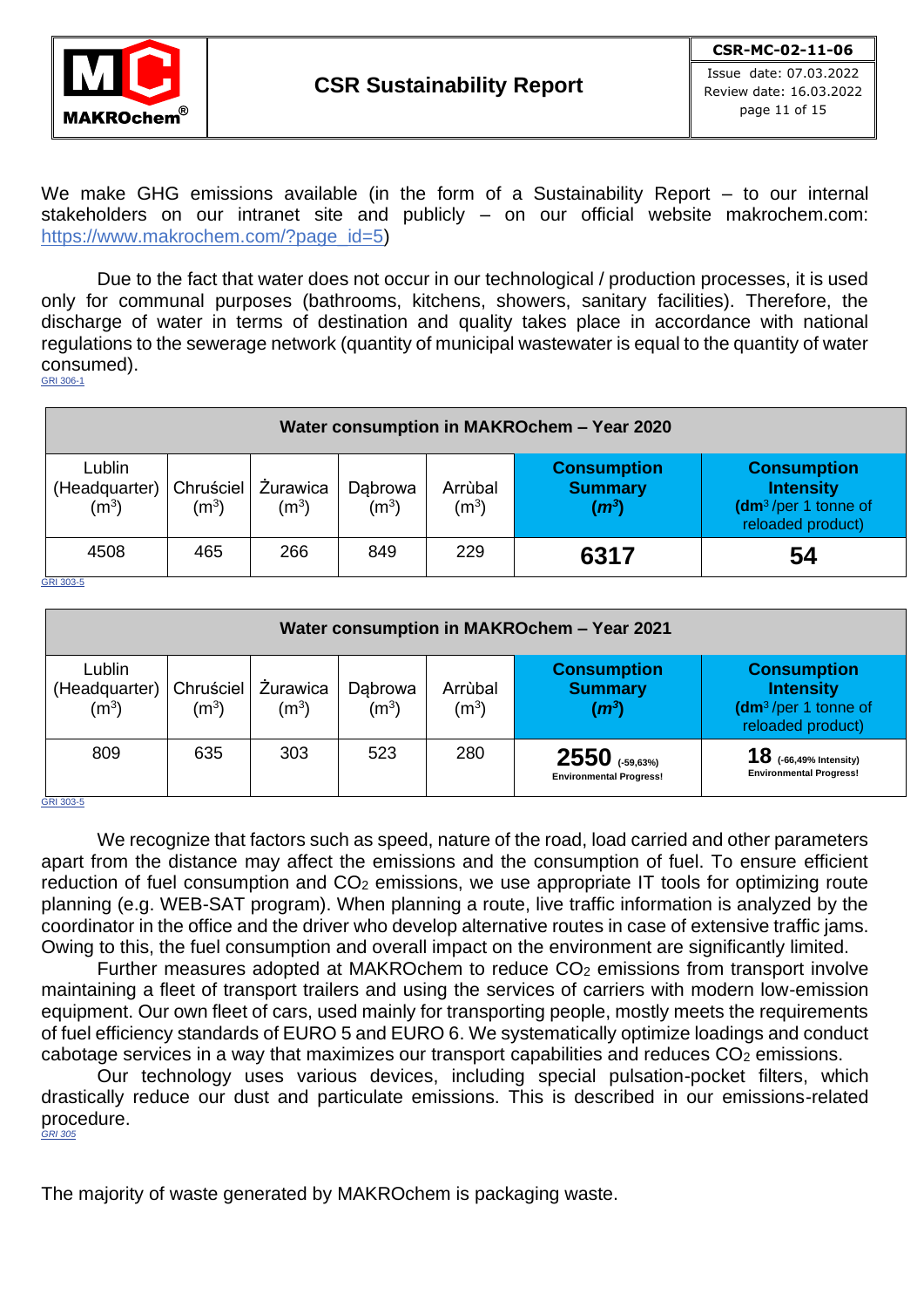We make GHG emissions available (in the form of a Sustainability Report – to our internal stakeholders on our intranet site and publicly – on our official website makrochem.com: https://www.makrochem.com/?page_id=5)

Due to the fact that water does not occur in our technological / production processes, it is used only for communal purposes (bathrooms, kitchens, showers, sanitary facilities). Therefore, the discharge of water in terms of destination and quality takes place in accordance with national regulations to the sewerage network (quantity of municipal wastewater is equal to the quantity of water consumed).
GRI 306-1

| **Water consumption in MAKROchem – Year 2020** | | | | | | |
|---|---|---|---|---|---|---|
| Lublin (Headquarter) ($m^3$) | Chruściel ($m^3$) | Żurawica ($m^3$) | Dąbrowa ($m^3$) | Arrùbal ($m^3$) | **Consumption Summary (*$m^3$*)** | **Consumption Intensity** (**$dm^3$** /per 1 tonne of reloaded product) |
| 4508 | 465 | 266 | 849 | 229 | **6317** | **54** |

GRI 303-5

| **Water consumption in MAKROchem – Year 2021** | | | | | | |
|---|---|---|---|---|---|---|
| Lublin (Headquarter) ($m^3$) | Chruściel ($m^3$) | Żurawica ($m^3$) | Dąbrowa ($m^3$) | Arrùbal ($m^3$) | **Consumption Summary (*$m^3$*)** | **Consumption Intensity** (**$dm^3$** /per 1 tonne of reloaded product) |
| 809 | 635 | 303 | 523 | 280 | **2550** (-59,63%) Environmental Progress! | **18** (-66,49% Intensity) Environmental Progress! |

GRI 303-5

We recognize that factors such as speed, nature of the road, load carried and other parameters apart from the distance may affect the emissions and the consumption of fuel. To ensure efficient reduction of fuel consumption and $CO_2$ emissions, we use appropriate IT tools for optimizing route planning (e.g. WEB-SAT program). When planning a route, live traffic information is analyzed by the coordinator in the office and the driver who develop alternative routes in case of extensive traffic jams. Owing to this, the fuel consumption and overall impact on the environment are significantly limited.

Further measures adopted at MAKROchem to reduce $CO_2$ emissions from transport involve maintaining a fleet of transport trailers and using the services of carriers with modern low-emission equipment. Our own fleet of cars, used mainly for transporting people, mostly meets the requirements of fuel efficiency standards of EURO 5 and EURO 6. We systematically optimize loadings and conduct cabotage services in a way that maximizes our transport capabilities and reduces $CO_2$ emissions.

Our technology uses various devices, including special pulsation-pocket filters, which drastically reduce our dust and particulate emissions. This is described in our emissions-related procedure.
*GRI 305*

The majority of waste generated by MAKROchem is packaging waste.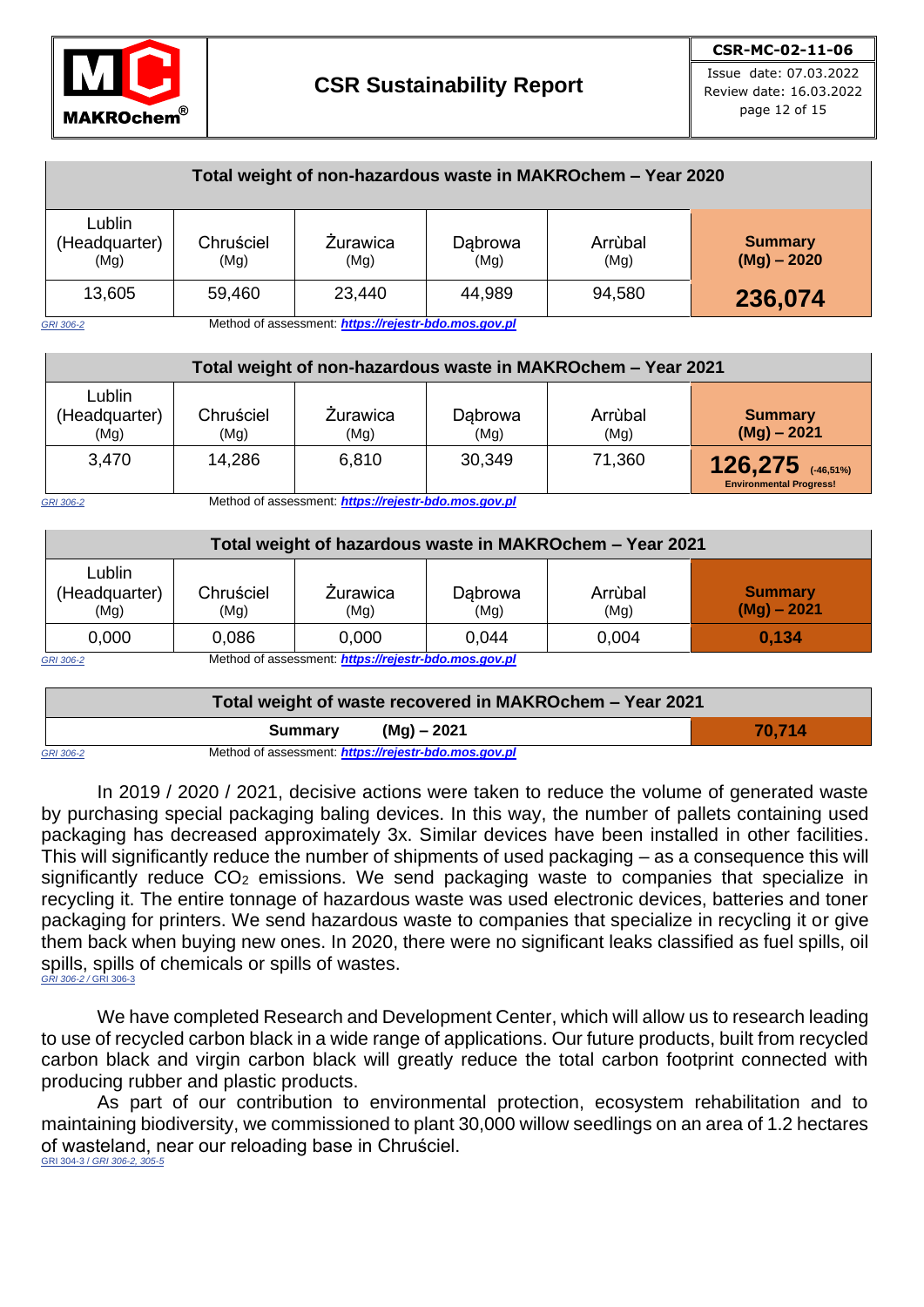| Total weight of non-hazardous waste in MAKROchem – Year 2020 | | | | | |
|---|---|---|---|---|---|
| Lublin (Headquarter) (Mg) | Chruściel (Mg) | Żurawica (Mg) | Dąbrowa (Mg) | Arrùbal (Mg) | **Summary (Mg) – 2020** |
| 13,605 | 59,460 | 23,440 | 44,989 | 94,580 | **236,074** |

*GRI 306-2* Method of assessment: ***https://rejestr-bdo.mos.gov.pl***

| Total weight of non-hazardous waste in MAKROchem – Year 2021 | | | | | |
|---|---|---|---|---|---|
| Lublin (Headquarter) (Mg) | Chruściel (Mg) | Żurawica (Mg) | Dąbrowa (Mg) | Arrùbal (Mg) | **Summary (Mg) – 2021** |
| 3,470 | 14,286 | 6,810 | 30,349 | 71,360 | **126,275** (-46,51%) **Environmental Progress!** |

*GRI 306-2* Method of assessment: ***https://rejestr-bdo.mos.gov.pl***

| Total weight of hazardous waste in MAKROchem – Year 2021 | | | | | |
|---|---|---|---|---|---|
| Lublin (Headquarter) (Mg) | Chruściel (Mg) | Żurawica (Mg) | Dąbrowa (Mg) | Arrùbal (Mg) | **Summary (Mg) – 2021** |
| 0,000 | 0,086 | 0,000 | 0,044 | 0,004 | **0,134** |

*GRI 306-2* Method of assessment: ***https://rejestr-bdo.mos.gov.pl***

| Total weight of waste recovered in MAKROchem – Year 2021 | |
|---|---|
| **Summary (Mg) – 2021** | **70,714** |

*GRI 306-2* Method of assessment: ***https://rejestr-bdo.mos.gov.pl***

In 2019 / 2020 / 2021, decisive actions were taken to reduce the volume of generated waste by purchasing special packaging baling devices. In this way, the number of pallets containing used packaging has decreased approximately 3x. Similar devices have been installed in other facilities. This will significantly reduce the number of shipments of used packaging – as a consequence this will significantly reduce $CO_2$ emissions. We send packaging waste to companies that specialize in recycling it. The entire tonnage of hazardous waste was used electronic devices, batteries and toner packaging for printers. We send hazardous waste to companies that specialize in recycling it or give them back when buying new ones. In 2020, there were no significant leaks classified as fuel spills, oil spills, spills of chemicals or spills of wastes.
*GRI 306-2 /* GRI 306-3

We have completed Research and Development Center, which will allow us to research leading to use of recycled carbon black in a wide range of applications. Our future products, built from recycled carbon black and virgin carbon black will greatly reduce the total carbon footprint connected with producing rubber and plastic products.

As part of our contribution to environmental protection, ecosystem rehabilitation and to maintaining biodiversity, we commissioned to plant 30,000 willow seedlings on an area of 1.2 hectares of wasteland, near our reloading base in Chruściel.
GRI 304-3 / *GRI 306-2, 305-5*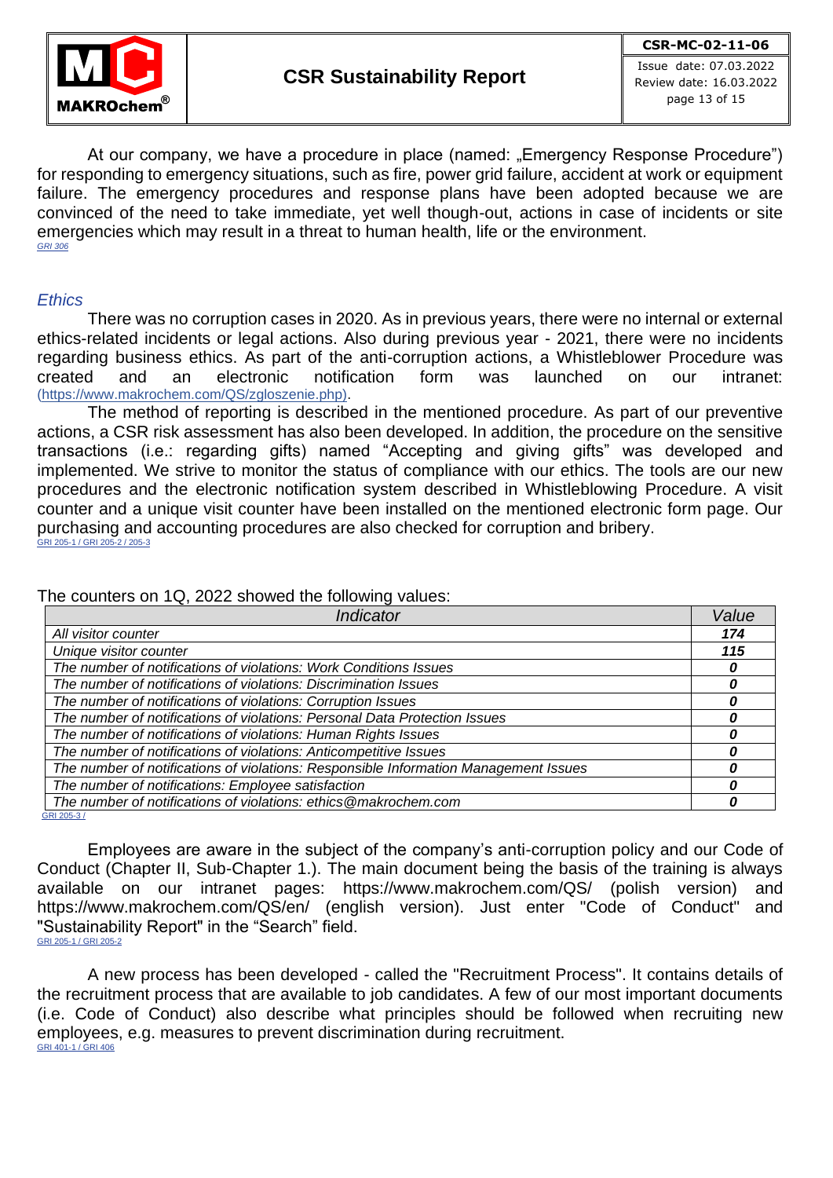At our company, we have a procedure in place (named: „Emergency Response Procedure") for responding to emergency situations, such as fire, power grid failure, accident at work or equipment failure. The emergency procedures and response plans have been adopted because we are convinced of the need to take immediate, yet well though-out, actions in case of incidents or site emergencies which may result in a threat to human health, life or the environment.
*GRI 306*

## *Ethics*

There was no corruption cases in 2020. As in previous years, there were no internal or external ethics-related incidents or legal actions. Also during previous year - 2021, there were no incidents regarding business ethics. As part of the anti-corruption actions, a Whistleblower Procedure was created and an electronic notification form was launched on our intranet: (https://www.makrochem.com/QS/zgloszenie.php).

The method of reporting is described in the mentioned procedure. As part of our preventive actions, a CSR risk assessment has also been developed. In addition, the procedure on the sensitive transactions (i.e.: regarding gifts) named "Accepting and giving gifts" was developed and implemented. We strive to monitor the status of compliance with our ethics. The tools are our new procedures and the electronic notification system described in Whistleblowing Procedure. A visit counter and a unique visit counter have been installed on the mentioned electronic form page. Our purchasing and accounting procedures are also checked for corruption and bribery.
GRI 205-1 / GRI 205-2 / 205-3

The counters on 1Q, 2022 showed the following values:

| *Indicator* | *Value* |
|---|---|
| *All visitor counter* | ***174*** |
| *Unique visitor counter* | ***115*** |
| *The number of notifications of violations: Work Conditions Issues* | ***0*** |
| *The number of notifications of violations: Discrimination Issues* | ***0*** |
| *The number of notifications of violations: Corruption Issues* | ***0*** |
| *The number of notifications of violations: Personal Data Protection Issues* | ***0*** |
| *The number of notifications of violations: Human Rights Issues* | ***0*** |
| *The number of notifications of violations: Anticompetitive Issues* | ***0*** |
| *The number of notifications of violations: Responsible Information Management Issues* | ***0*** |
| *The number of notifications: Employee satisfaction* | ***0*** |
| *The number of notifications of violations: ethics@makrochem.com* | ***0*** |

GRI 205-3 /

Employees are aware in the subject of the company's anti-corruption policy and our Code of Conduct (Chapter II, Sub-Chapter 1.). The main document being the basis of the training is always available on our intranet pages: https://www.makrochem.com/QS/ (polish version) and https://www.makrochem.com/QS/en/ (english version). Just enter "Code of Conduct" and "Sustainability Report" in the "Search" field.
GRI 205-1 / GRI 205-2

A new process has been developed - called the "Recruitment Process". It contains details of the recruitment process that are available to job candidates. A few of our most important documents (i.e. Code of Conduct) also describe what principles should be followed when recruiting new employees, e.g. measures to prevent discrimination during recruitment.
GRI 401-1 / GRI 406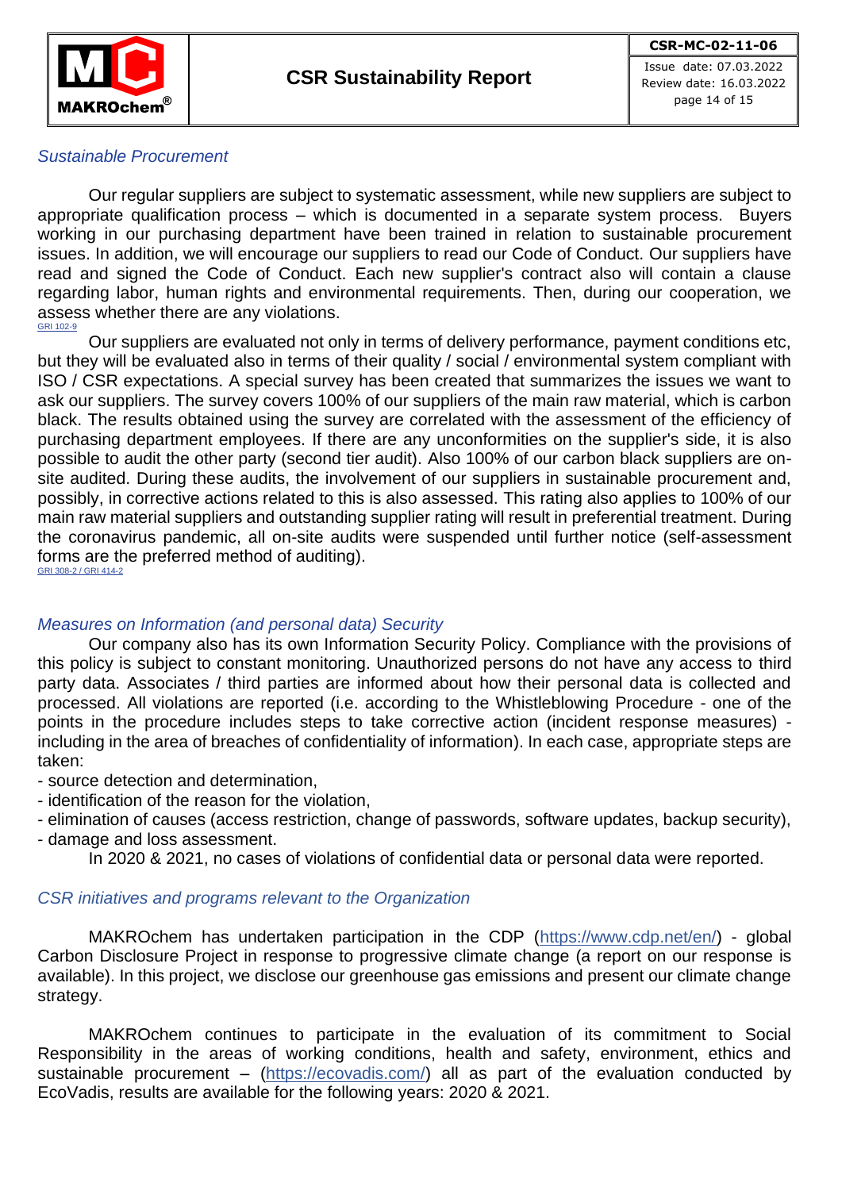*Sustainable Procurement*

Our regular suppliers are subject to systematic assessment, while new suppliers are subject to appropriate qualification process – which is documented in a separate system process. Buyers working in our purchasing department have been trained in relation to sustainable procurement issues. In addition, we will encourage our suppliers to read our Code of Conduct. Our suppliers have read and signed the Code of Conduct. Each new supplier's contract also will contain a clause regarding labor, human rights and environmental requirements. Then, during our cooperation, we assess whether there are any violations.
GRI 102-9

Our suppliers are evaluated not only in terms of delivery performance, payment conditions etc, but they will be evaluated also in terms of their quality / social / environmental system compliant with ISO / CSR expectations. A special survey has been created that summarizes the issues we want to ask our suppliers. The survey covers 100% of our suppliers of the main raw material, which is carbon black. The results obtained using the survey are correlated with the assessment of the efficiency of purchasing department employees. If there are any unconformities on the supplier's side, it is also possible to audit the other party (second tier audit). Also 100% of our carbon black suppliers are on-site audited. During these audits, the involvement of our suppliers in sustainable procurement and, possibly, in corrective actions related to this is also assessed. This rating also applies to 100% of our main raw material suppliers and outstanding supplier rating will result in preferential treatment. During the coronavirus pandemic, all on-site audits were suspended until further notice (self-assessment forms are the preferred method of auditing).
GRI 308-2 / GRI 414-2

*Measures on Information (and personal data) Security*

Our company also has its own Information Security Policy. Compliance with the provisions of this policy is subject to constant monitoring. Unauthorized persons do not have any access to third party data. Associates / third parties are informed about how their personal data is collected and processed. All violations are reported (i.e. according to the Whistleblowing Procedure - one of the points in the procedure includes steps to take corrective action (incident response measures) - including in the area of breaches of confidentiality of information). In each case, appropriate steps are taken:

- source detection and determination,
- identification of the reason for the violation,
- elimination of causes (access restriction, change of passwords, software updates, backup security),
- damage and loss assessment.

In 2020 & 2021, no cases of violations of confidential data or personal data were reported.

*CSR initiatives and programs relevant to the Organization*

MAKROchem has undertaken participation in the CDP (https://www.cdp.net/en/) - global Carbon Disclosure Project in response to progressive climate change (a report on our response is available). In this project, we disclose our greenhouse gas emissions and present our climate change strategy.

MAKROchem continues to participate in the evaluation of its commitment to Social Responsibility in the areas of working conditions, health and safety, environment, ethics and sustainable procurement – (https://ecovadis.com/) all as part of the evaluation conducted by EcoVadis, results are available for the following years: 2020 & 2021.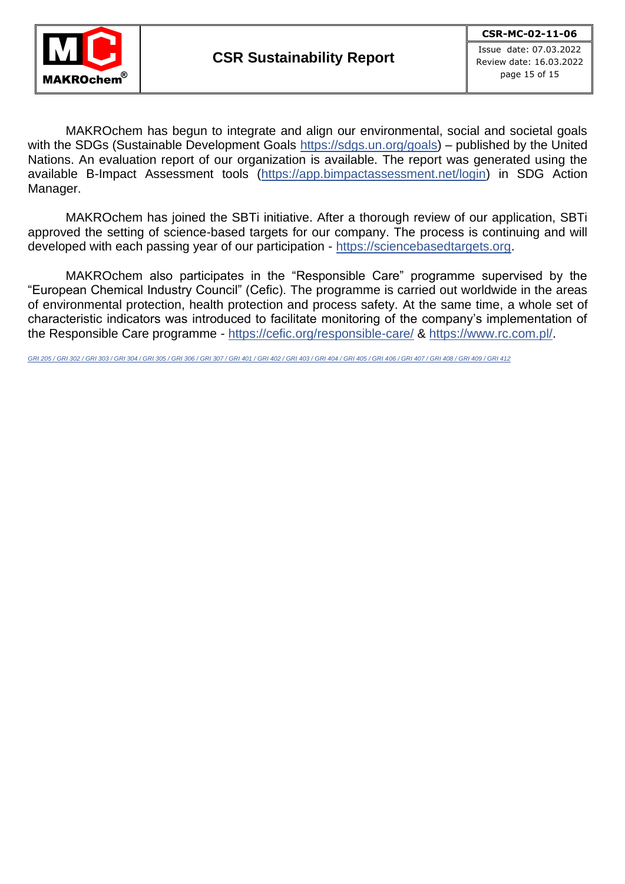MAKROchem has begun to integrate and align our environmental, social and societal goals with the SDGs (Sustainable Development Goals https://sdgs.un.org/goals) – published by the United Nations. An evaluation report of our organization is available. The report was generated using the available B-Impact Assessment tools (https://app.bimpactassessment.net/login) in SDG Action Manager.

MAKROchem has joined the SBTi initiative. After a thorough review of our application, SBTi approved the setting of science-based targets for our company. The process is continuing and will developed with each passing year of our participation - https://sciencebasedtargets.org.

MAKROchem also participates in the "Responsible Care" programme supervised by the "European Chemical Industry Council" (Cefic). The programme is carried out worldwide in the areas of environmental protection, health protection and process safety. At the same time, a whole set of characteristic indicators was introduced to facilitate monitoring of the company's implementation of the Responsible Care programme - https://cefic.org/responsible-care/ & https://www.rc.com.pl/.

*GRI 205 / GRI 302 / GRI 303 / GRI 304 / GRI 305 / GRI 306 / GRI 307 / GRI 401 / GRI 402 / GRI 403 / GRI 404 / GRI 405 / GRI 406 / GRI 407 / GRI 408 / GRI 409 / GRI 412*